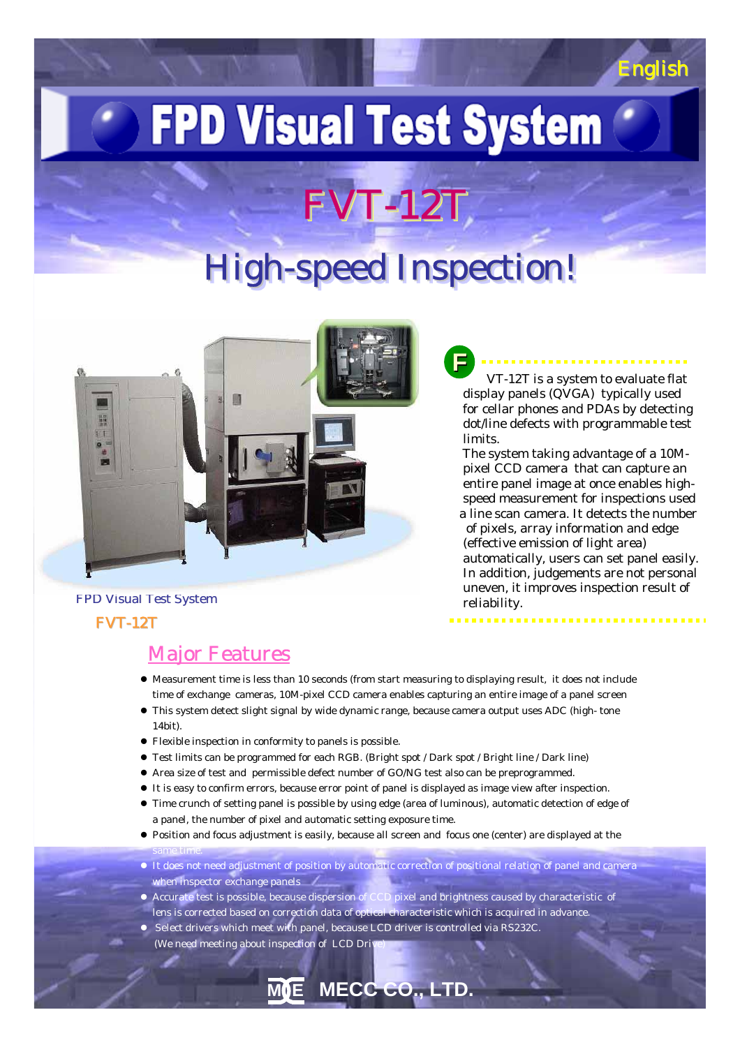English

# FPD Visual Test System

## FVT-12T

## High-speed Inspection!

FVT-12T is a system to evaluate flat display panels (QVGA) typically used for cellar phones and PDAs by detecting dot/line defects with programmable test limits.

The system taking advantage of a 10M-pixel CCD camera that can capture an entire panel image at once enables high-speed measurement for inspections used a line scan camera. It detects the number of pixels, array information and edge (effective emission of light area) automatically, users can set panel easily. In addition, judgements are not personal uneven, it improves inspection result of reliability.

FPD Visual Test System

**FVT-12T**

## Major Features

- Measurement time is less than 10 seconds (from start measuring to displaying result, it does not include time of exchange cameras, 10M-pixel CCD camera enables capturing an entire image of a panel screen
- This system detect slight signal by wide dynamic range, because camera output uses ADC (high- tone 14bit).
- Flexible inspection in conformity to panels is possible.
- Test limits can be programmed for each RGB. (Bright spot / Dark spot / Bright line / Dark line)
- Area size of test and permissible defect number of GO/NG test also can be preprogrammed.
- It is easy to confirm errors, because error point of panel is displayed as image view after inspection.
- Time crunch of setting panel is possible by using edge (area of luminous), automatic detection of edge of a panel, the number of pixel and automatic setting exposure time.
- Position and focus adjustment is easily, because all screen and focus one (center) are displayed at the same time.
- It does not need adjustment of position by automatic correction of positional relation of panel and camera when inspector exchange panels
- Accurate test is possible, because dispersion of CCD pixel and brightness caused by characteristic of lens is corrected based on correction data of optical characteristic which is acquired in advance.
- Select drivers which meet with panel, because LCD driver is controlled via RS232C. (We need meeting about inspection of LCD Drive)

MECC CO., LTD.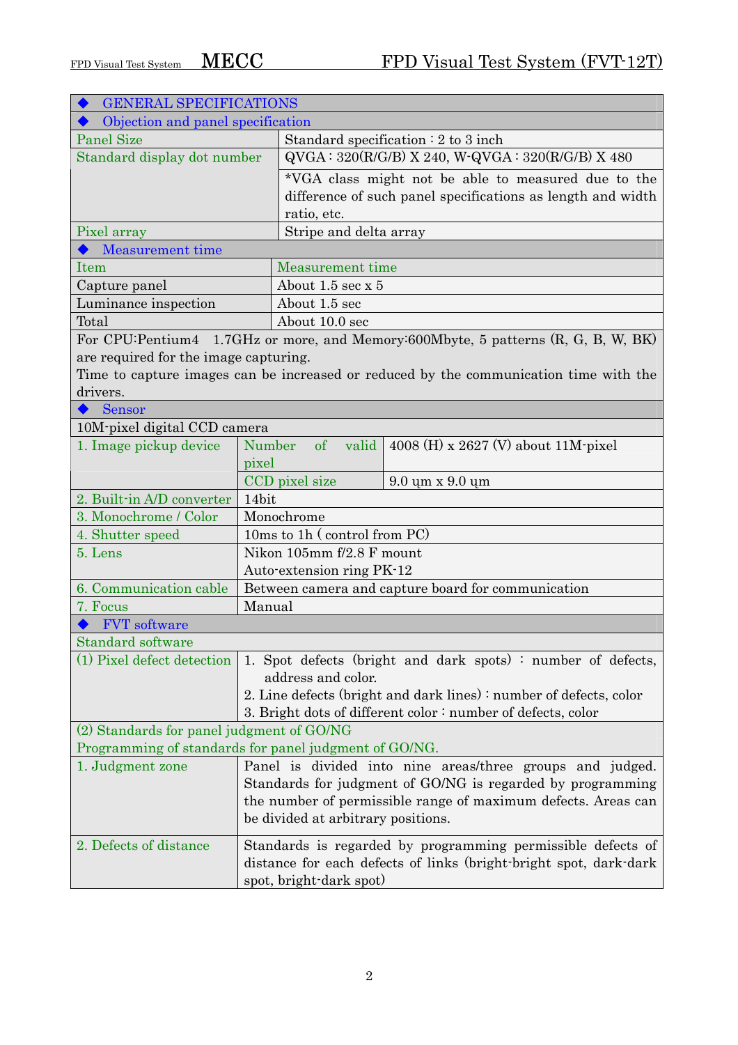| | |
|---|---|
| ◆ GENERAL SPECIFICATIONS | |
| ◆ Objection and panel specification | |
| Panel Size | Standard specification : 2 to 3 inch |
| Standard display dot number | QVGA : 320(R/G/B) X 240, W-QVGA : 320(R/G/B) X 480 |
| | *VGA class might not be able to measured due to the difference of such panel specifications as length and width ratio, etc. |
| Pixel array | Stripe and delta array |

| | |
|---|---|
| ◆ Measurement time | |
| Item | Measurement time |
| Capture panel | About 1.5 sec x 5 |
| Luminance inspection | About 1.5 sec |
| Total | About 10.0 sec |

For CPU:Pentium4 1.7GHz or more, and Memory:600Mbyte, 5 patterns (R, G, B, W, BK) are required for the image capturing.
Time to capture images can be increased or reduced by the communication time with the drivers.

| | | |
|---|---|---|
| ◆ Sensor | | |
| 10M-pixel digital CCD camera | | |
| 1. Image pickup device | Number of valid pixel | 4008 (H) x 2627 (V) about 11M-pixel |
| | CCD pixel size | 9.0 ųm x 9.0 ųm |
| 2. Built-in A/D converter | 14bit | |
| 3. Monochrome / Color | Monochrome | |
| 4. Shutter speed | 10ms to 1h ( control from PC) | |
| 5. Lens | Nikon 105mm f/2.8 F mount<br>Auto-extension ring PK-12 | |
| 6. Communication cable | Between camera and capture board for communication | |
| 7. Focus | Manual | |

| | |
|---|---|
| ◆ FVT software | |
| Standard software | |
| (1) Pixel defect detection | 1. Spot defects (bright and dark spots) : number of defects, address and color.<br>2. Line defects (bright and dark lines) : number of defects, color<br>3. Bright dots of different color : number of defects, color |
| (2) Standards for panel judgment of GO/NG<br>Programming of standards for panel judgment of GO/NG. | |
| 1. Judgment zone | Panel is divided into nine areas/three groups and judged. Standards for judgment of GO/NG is regarded by programming the number of permissible range of maximum defects. Areas can be divided at arbitrary positions. |
| 2. Defects of distance | Standards is regarded by programming permissible defects of distance for each defects of links (bright-bright spot, dark-dark spot, bright-dark spot) |